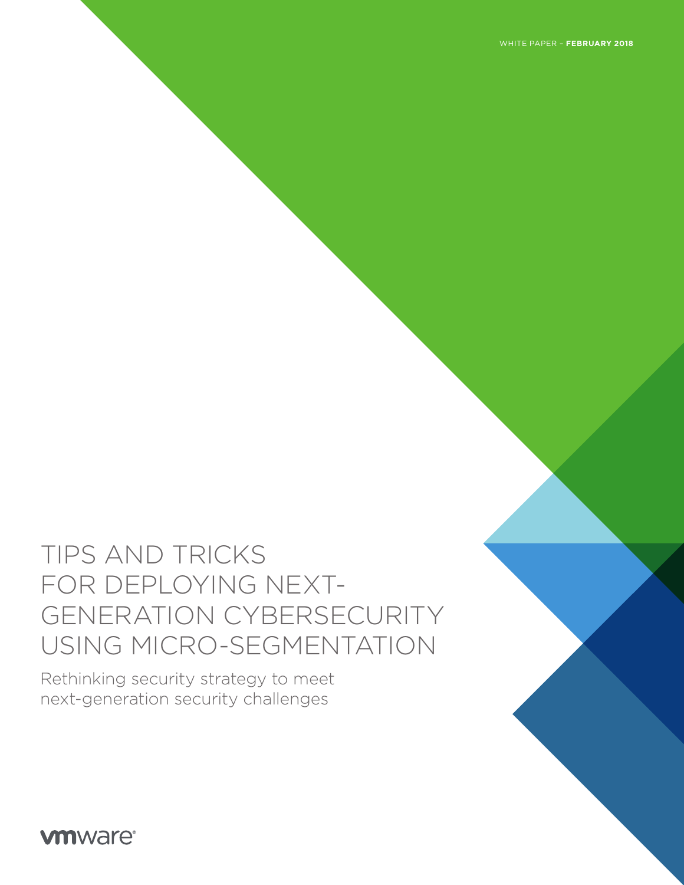WHITE PAPER – **FEBRUARY 2018**

# TIPS AND TRICKS FOR DEPLOYING NEXT-GENERATION CYBERSECURITY USING MICRO-SEGMENTATION

Rethinking security strategy to meet next-generation security challenges

vmware®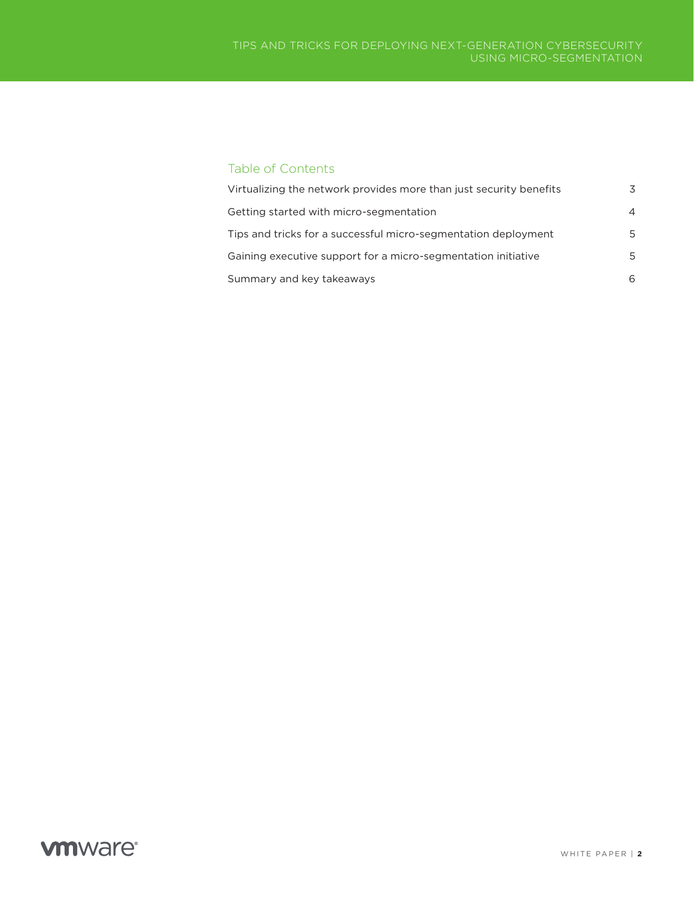## Table of Contents

| | |
|---|---|
| Virtualizing the network provides more than just security benefits | 3 |
| Getting started with micro-segmentation | 4 |
| Tips and tricks for a successful micro-segmentation deployment | 5 |
| Gaining executive support for a micro-segmentation initiative | 5 |
| Summary and key takeaways | 6 |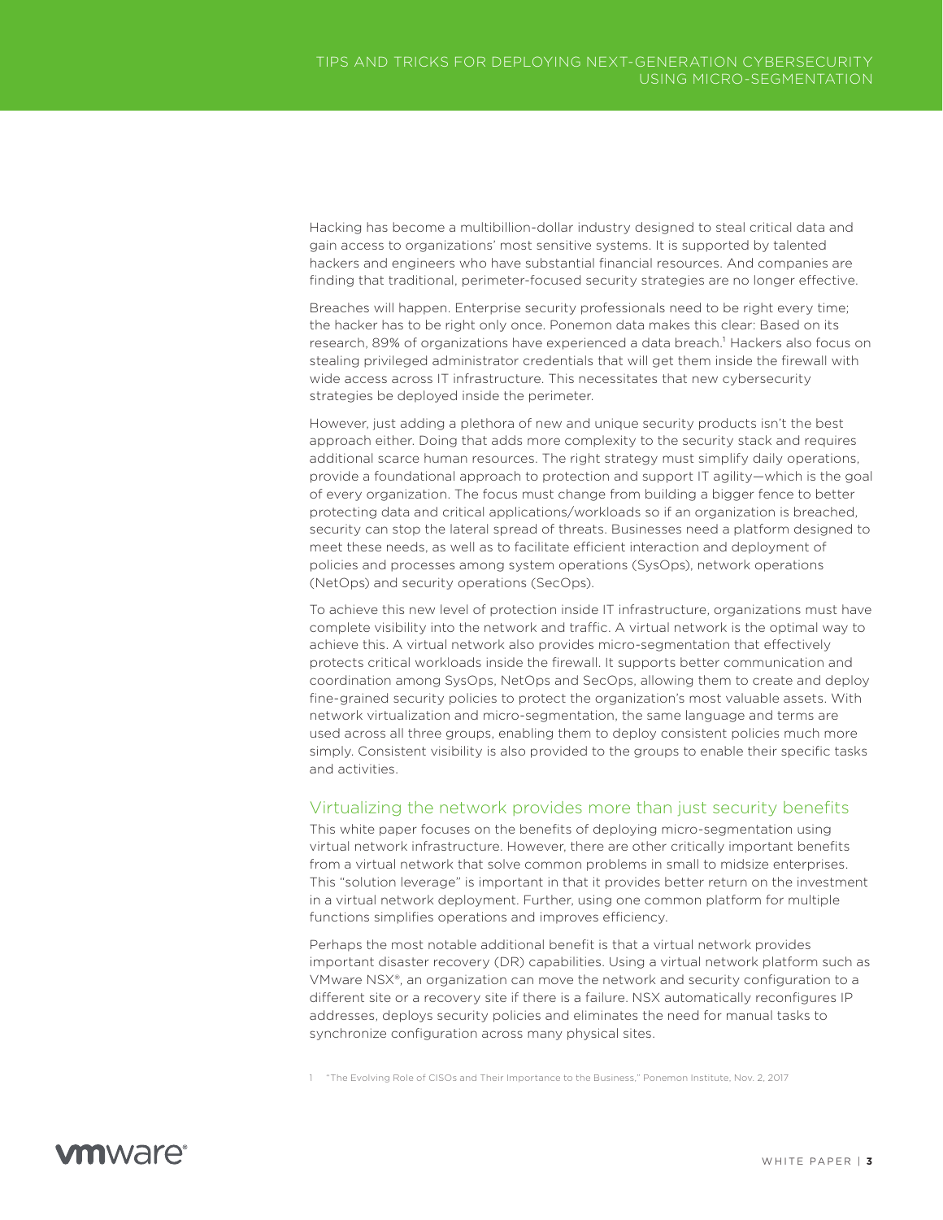Hacking has become a multibillion-dollar industry designed to steal critical data and gain access to organizations' most sensitive systems. It is supported by talented hackers and engineers who have substantial financial resources. And companies are finding that traditional, perimeter-focused security strategies are no longer effective.

Breaches will happen. Enterprise security professionals need to be right every time; the hacker has to be right only once. Ponemon data makes this clear: Based on its research, 89% of organizations have experienced a data breach.[1] Hackers also focus on stealing privileged administrator credentials that will get them inside the firewall with wide access across IT infrastructure. This necessitates that new cybersecurity strategies be deployed inside the perimeter.

However, just adding a plethora of new and unique security products isn't the best approach either. Doing that adds more complexity to the security stack and requires additional scarce human resources. The right strategy must simplify daily operations, provide a foundational approach to protection and support IT agility—which is the goal of every organization. The focus must change from building a bigger fence to better protecting data and critical applications/workloads so if an organization is breached, security can stop the lateral spread of threats. Businesses need a platform designed to meet these needs, as well as to facilitate efficient interaction and deployment of policies and processes among system operations (SysOps), network operations (NetOps) and security operations (SecOps).

To achieve this new level of protection inside IT infrastructure, organizations must have complete visibility into the network and traffic. A virtual network is the optimal way to achieve this. A virtual network also provides micro-segmentation that effectively protects critical workloads inside the firewall. It supports better communication and coordination among SysOps, NetOps and SecOps, allowing them to create and deploy fine-grained security policies to protect the organization's most valuable assets. With network virtualization and micro-segmentation, the same language and terms are used across all three groups, enabling them to deploy consistent policies much more simply. Consistent visibility is also provided to the groups to enable their specific tasks and activities.

## Virtualizing the network provides more than just security benefits

This white paper focuses on the benefits of deploying micro-segmentation using virtual network infrastructure. However, there are other critically important benefits from a virtual network that solve common problems in small to midsize enterprises. This "solution leverage" is important in that it provides better return on the investment in a virtual network deployment. Further, using one common platform for multiple functions simplifies operations and improves efficiency.

Perhaps the most notable additional benefit is that a virtual network provides important disaster recovery (DR) capabilities. Using a virtual network platform such as VMware NSX®, an organization can move the network and security configuration to a different site or a recovery site if there is a failure. NSX automatically reconfigures IP addresses, deploys security policies and eliminates the need for manual tasks to synchronize configuration across many physical sites.

1 "The Evolving Role of CISOs and Their Importance to the Business," Ponemon Institute, Nov. 2, 2017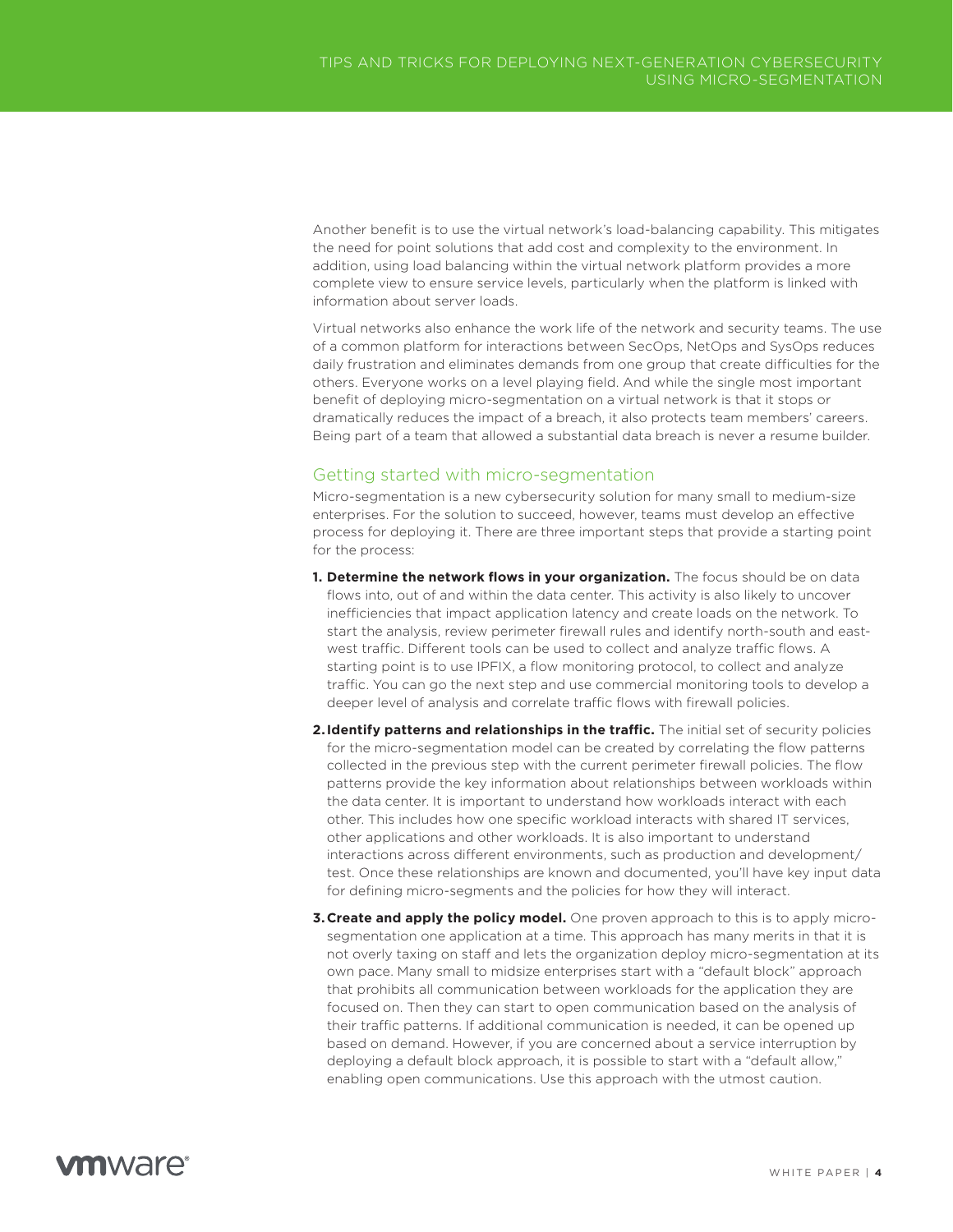Another benefit is to use the virtual network's load-balancing capability. This mitigates the need for point solutions that add cost and complexity to the environment. In addition, using load balancing within the virtual network platform provides a more complete view to ensure service levels, particularly when the platform is linked with information about server loads.

Virtual networks also enhance the work life of the network and security teams. The use of a common platform for interactions between SecOps, NetOps and SysOps reduces daily frustration and eliminates demands from one group that create difficulties for the others. Everyone works on a level playing field. And while the single most important benefit of deploying micro-segmentation on a virtual network is that it stops or dramatically reduces the impact of a breach, it also protects team members' careers. Being part of a team that allowed a substantial data breach is never a resume builder.

## Getting started with micro-segmentation

Micro-segmentation is a new cybersecurity solution for many small to medium-size enterprises. For the solution to succeed, however, teams must develop an effective process for deploying it. There are three important steps that provide a starting point for the process:

1. **Determine the network flows in your organization.** The focus should be on data flows into, out of and within the data center. This activity is also likely to uncover inefficiencies that impact application latency and create loads on the network. To start the analysis, review perimeter firewall rules and identify north-south and east-west traffic. Different tools can be used to collect and analyze traffic flows. A starting point is to use IPFIX, a flow monitoring protocol, to collect and analyze traffic. You can go the next step and use commercial monitoring tools to develop a deeper level of analysis and correlate traffic flows with firewall policies.
2. **Identify patterns and relationships in the traffic.** The initial set of security policies for the micro-segmentation model can be created by correlating the flow patterns collected in the previous step with the current perimeter firewall policies. The flow patterns provide the key information about relationships between workloads within the data center. It is important to understand how workloads interact with each other. This includes how one specific workload interacts with shared IT services, other applications and other workloads. It is also important to understand interactions across different environments, such as production and development/test. Once these relationships are known and documented, you'll have key input data for defining micro-segments and the policies for how they will interact.
3. **Create and apply the policy model.** One proven approach to this is to apply micro-segmentation one application at a time. This approach has many merits in that it is not overly taxing on staff and lets the organization deploy micro-segmentation at its own pace. Many small to midsize enterprises start with a "default block" approach that prohibits all communication between workloads for the application they are focused on. Then they can start to open communication based on the analysis of their traffic patterns. If additional communication is needed, it can be opened up based on demand. However, if you are concerned about a service interruption by deploying a default block approach, it is possible to start with a "default allow," enabling open communications. Use this approach with the utmost caution.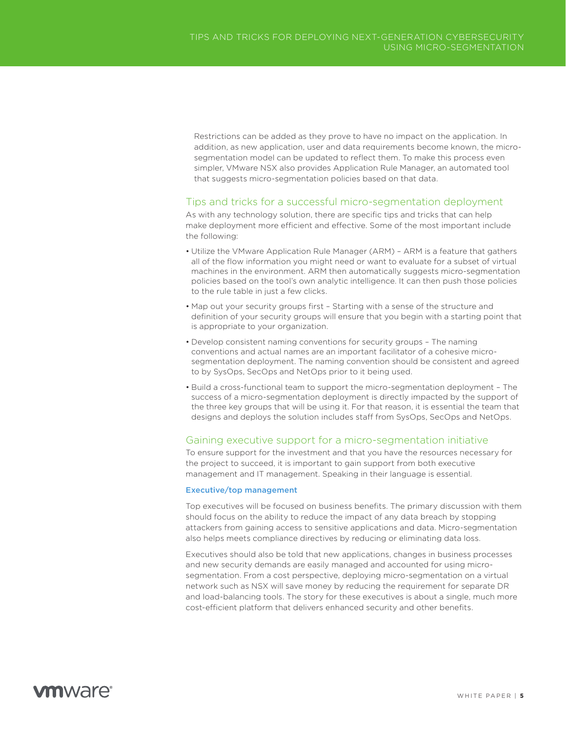Restrictions can be added as they prove to have no impact on the application. In addition, as new application, user and data requirements become known, the micro-segmentation model can be updated to reflect them. To make this process even simpler, VMware NSX also provides Application Rule Manager, an automated tool that suggests micro-segmentation policies based on that data.

## Tips and tricks for a successful micro-segmentation deployment

As with any technology solution, there are specific tips and tricks that can help make deployment more efficient and effective. Some of the most important include the following:

- Utilize the VMware Application Rule Manager (ARM) – ARM is a feature that gathers all of the flow information you might need or want to evaluate for a subset of virtual machines in the environment. ARM then automatically suggests micro-segmentation policies based on the tool's own analytic intelligence. It can then push those policies to the rule table in just a few clicks.
- Map out your security groups first – Starting with a sense of the structure and definition of your security groups will ensure that you begin with a starting point that is appropriate to your organization.
- Develop consistent naming conventions for security groups – The naming conventions and actual names are an important facilitator of a cohesive micro-segmentation deployment. The naming convention should be consistent and agreed to by SysOps, SecOps and NetOps prior to it being used.
- Build a cross-functional team to support the micro-segmentation deployment – The success of a micro-segmentation deployment is directly impacted by the support of the three key groups that will be using it. For that reason, it is essential the team that designs and deploys the solution includes staff from SysOps, SecOps and NetOps.

## Gaining executive support for a micro-segmentation initiative

To ensure support for the investment and that you have the resources necessary for the project to succeed, it is important to gain support from both executive management and IT management. Speaking in their language is essential.

### Executive/top management

Top executives will be focused on business benefits. The primary discussion with them should focus on the ability to reduce the impact of any data breach by stopping attackers from gaining access to sensitive applications and data. Micro-segmentation also helps meets compliance directives by reducing or eliminating data loss.

Executives should also be told that new applications, changes in business processes and new security demands are easily managed and accounted for using micro-segmentation. From a cost perspective, deploying micro-segmentation on a virtual network such as NSX will save money by reducing the requirement for separate DR and load-balancing tools. The story for these executives is about a single, much more cost-efficient platform that delivers enhanced security and other benefits.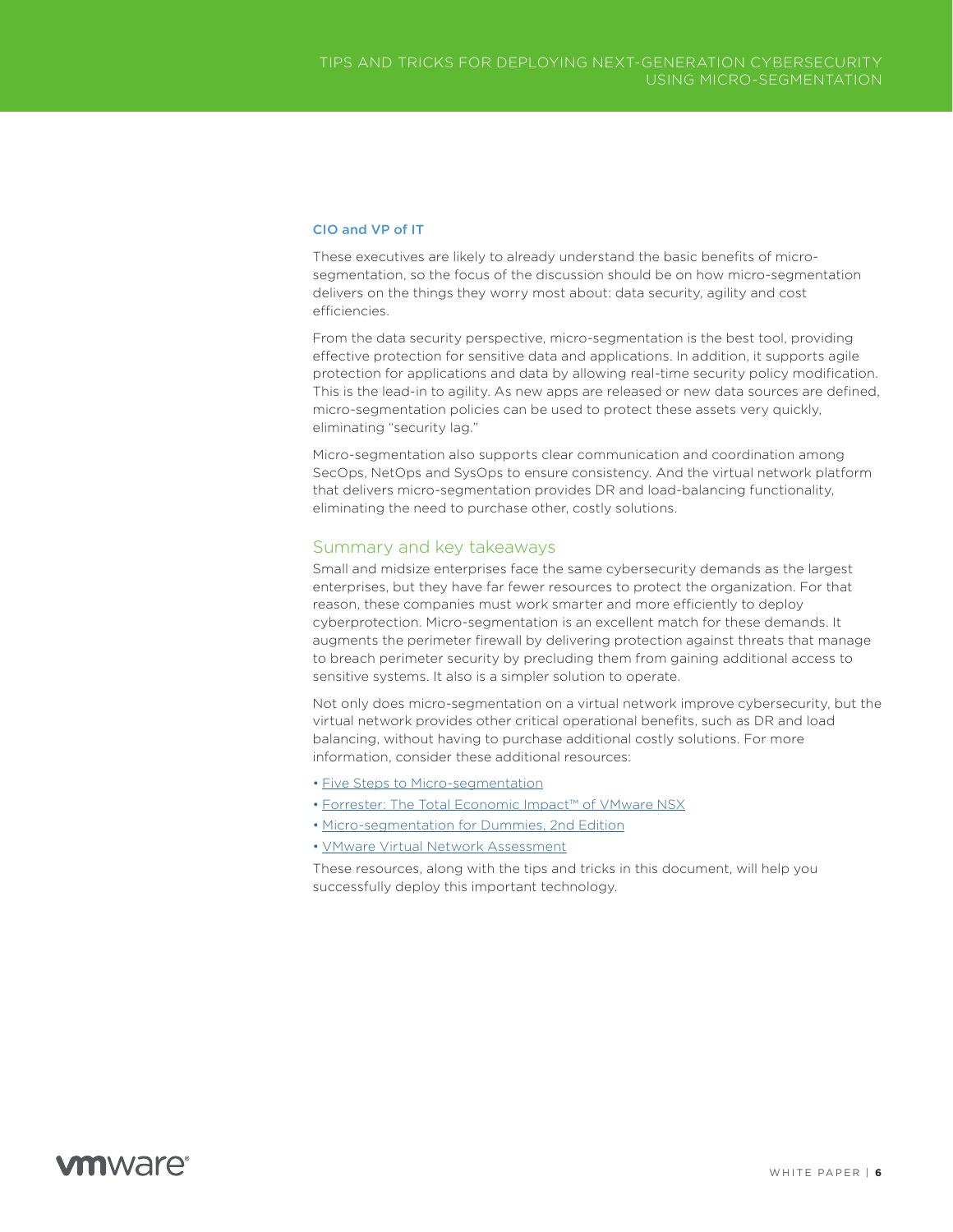### CIO and VP of IT

These executives are likely to already understand the basic benefits of micro-segmentation, so the focus of the discussion should be on how micro-segmentation delivers on the things they worry most about: data security, agility and cost efficiencies.

From the data security perspective, micro-segmentation is the best tool, providing effective protection for sensitive data and applications. In addition, it supports agile protection for applications and data by allowing real-time security policy modification. This is the lead-in to agility. As new apps are released or new data sources are defined, micro-segmentation policies can be used to protect these assets very quickly, eliminating "security lag."

Micro-segmentation also supports clear communication and coordination among SecOps, NetOps and SysOps to ensure consistency. And the virtual network platform that delivers micro-segmentation provides DR and load-balancing functionality, eliminating the need to purchase other, costly solutions.

## Summary and key takeaways

Small and midsize enterprises face the same cybersecurity demands as the largest enterprises, but they have far fewer resources to protect the organization. For that reason, these companies must work smarter and more efficiently to deploy cyberprotection. Micro-segmentation is an excellent match for these demands. It augments the perimeter firewall by delivering protection against threats that manage to breach perimeter security by precluding them from gaining additional access to sensitive systems. It also is a simpler solution to operate.

Not only does micro-segmentation on a virtual network improve cybersecurity, but the virtual network provides other critical operational benefits, such as DR and load balancing, without having to purchase additional costly solutions. For more information, consider these additional resources:

- Five Steps to Micro-segmentation
- Forrester: The Total Economic Impact™ of VMware NSX
- Micro-segmentation for Dummies, 2nd Edition
- VMware Virtual Network Assessment

These resources, along with the tips and tricks in this document, will help you successfully deploy this important technology.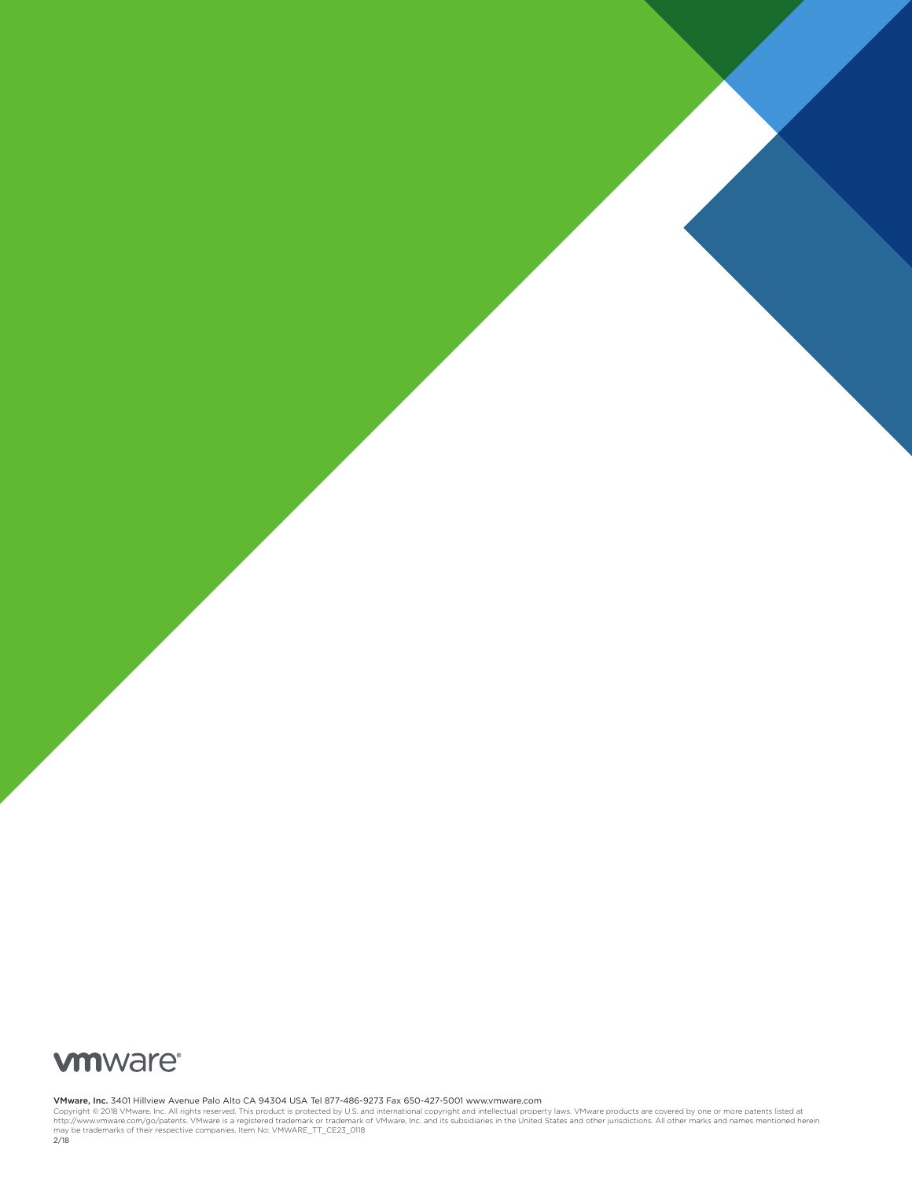**VMware, Inc.** 3401 Hillview Avenue Palo Alto CA 94304 USA Tel 877-486-9273 Fax 650-427-5001 www.vmware.com
Copyright © 2018 VMware, Inc. All rights reserved. This product is protected by U.S. and international copyright and intellectual property laws. VMware products are covered by one or more patents listed at http://www.vmware.com/go/patents. VMware is a registered trademark or trademark of VMware, Inc. and its subsidiaries in the United States and other jurisdictions. All other marks and names mentioned herein may be trademarks of their respective companies. Item No: VMWARE_TT_CE23_0118
2/18